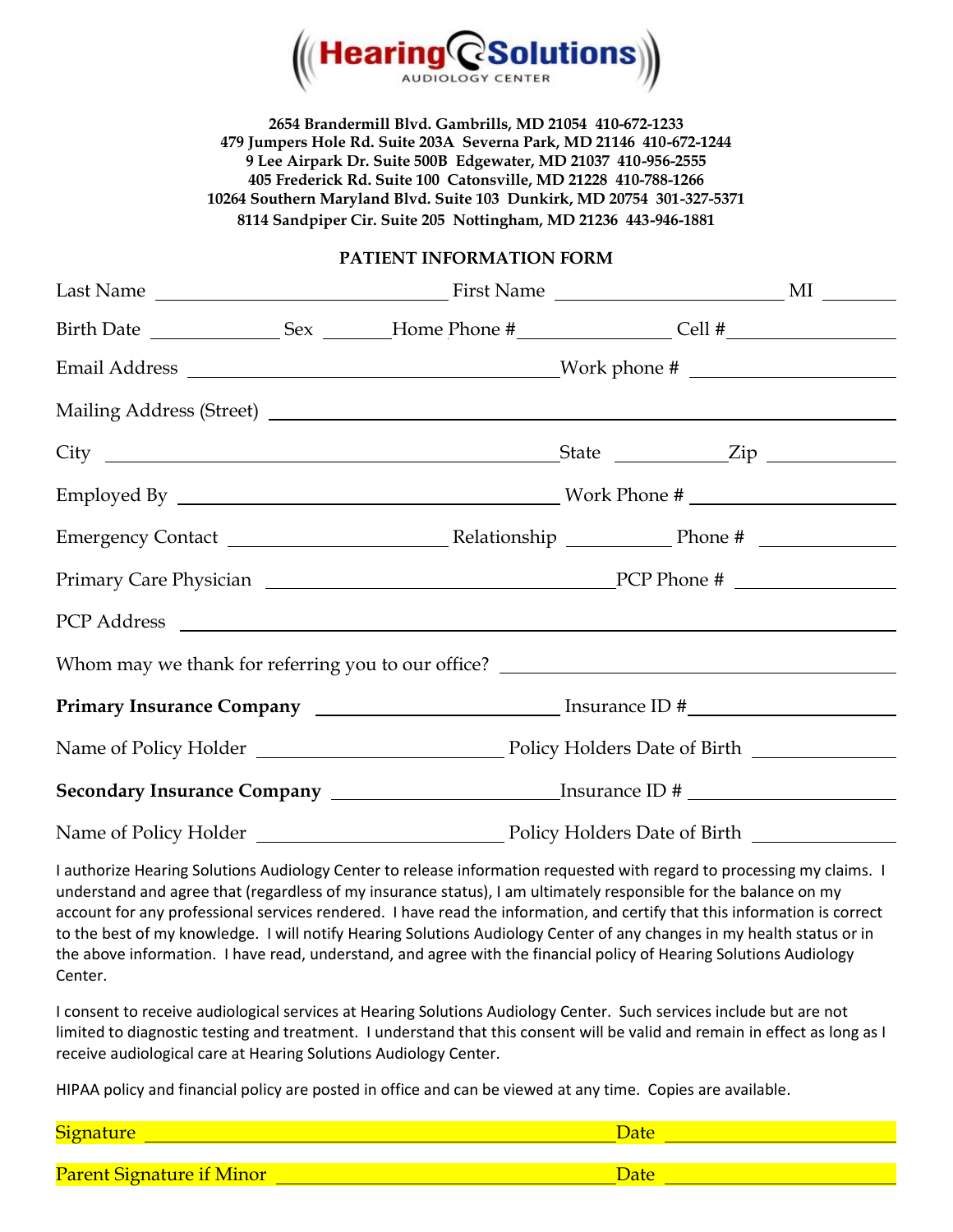**Hearing Solutions**
AUDIOLOGY CENTER

**2654 Brandermill Blvd. Gambrills, MD 21054 410-672-1233**
**479 Jumpers Hole Rd. Suite 203A Severna Park, MD 21146 410-672-1244**
**9 Lee Airpark Dr. Suite 500B Edgewater, MD 21037 410-956-2555**
**405 Frederick Rd. Suite 100 Catonsville, MD 21228 410-788-1266**
**10264 Southern Maryland Blvd. Suite 103 Dunkirk, MD 20754 301-327-5371**
**8114 Sandpiper Cir. Suite 205 Nottingham, MD 21236 443-946-1881**

## PATIENT INFORMATION FORM

Last Name ______________________ First Name ______________________ MI ________

Birth Date ____________ Sex ________ Home Phone # ______________ Cell # ______________

Email Address ______________________________ Work phone # ______________________

Mailing Address (Street) ____________________________________________________

City ______________________________ State ____________ Zip ______________

Employed By ______________________________ Work Phone # ______________________

Emergency Contact ____________________ Relationship ____________ Phone # ______________

Primary Care Physician ______________________________ PCP Phone # ______________

PCP Address ____________________________________________________

Whom may we thank for referring you to our office? ______________________________

**Primary Insurance Company** ______________________ Insurance ID # ______________________

Name of Policy Holder ______________________ Policy Holders Date of Birth ______________

**Secondary Insurance Company** ______________________ Insurance ID # ______________________

Name of Policy Holder ______________________ Policy Holders Date of Birth ______________

I authorize Hearing Solutions Audiology Center to release information requested with regard to processing my claims. I understand and agree that (regardless of my insurance status), I am ultimately responsible for the balance on my account for any professional services rendered. I have read the information, and certify that this information is correct to the best of my knowledge. I will notify Hearing Solutions Audiology Center of any changes in my health status or in the above information. I have read, understand, and agree with the financial policy of Hearing Solutions Audiology Center.

I consent to receive audiological services at Hearing Solutions Audiology Center. Such services include but are not limited to diagnostic testing and treatment. I understand that this consent will be valid and remain in effect as long as I receive audiological care at Hearing Solutions Audiology Center.

HIPAA policy and financial policy are posted in office and can be viewed at any time. Copies are available.

Signature ____________________________________________ Date ______________________

Parent Signature if Minor ______________________________ Date ______________________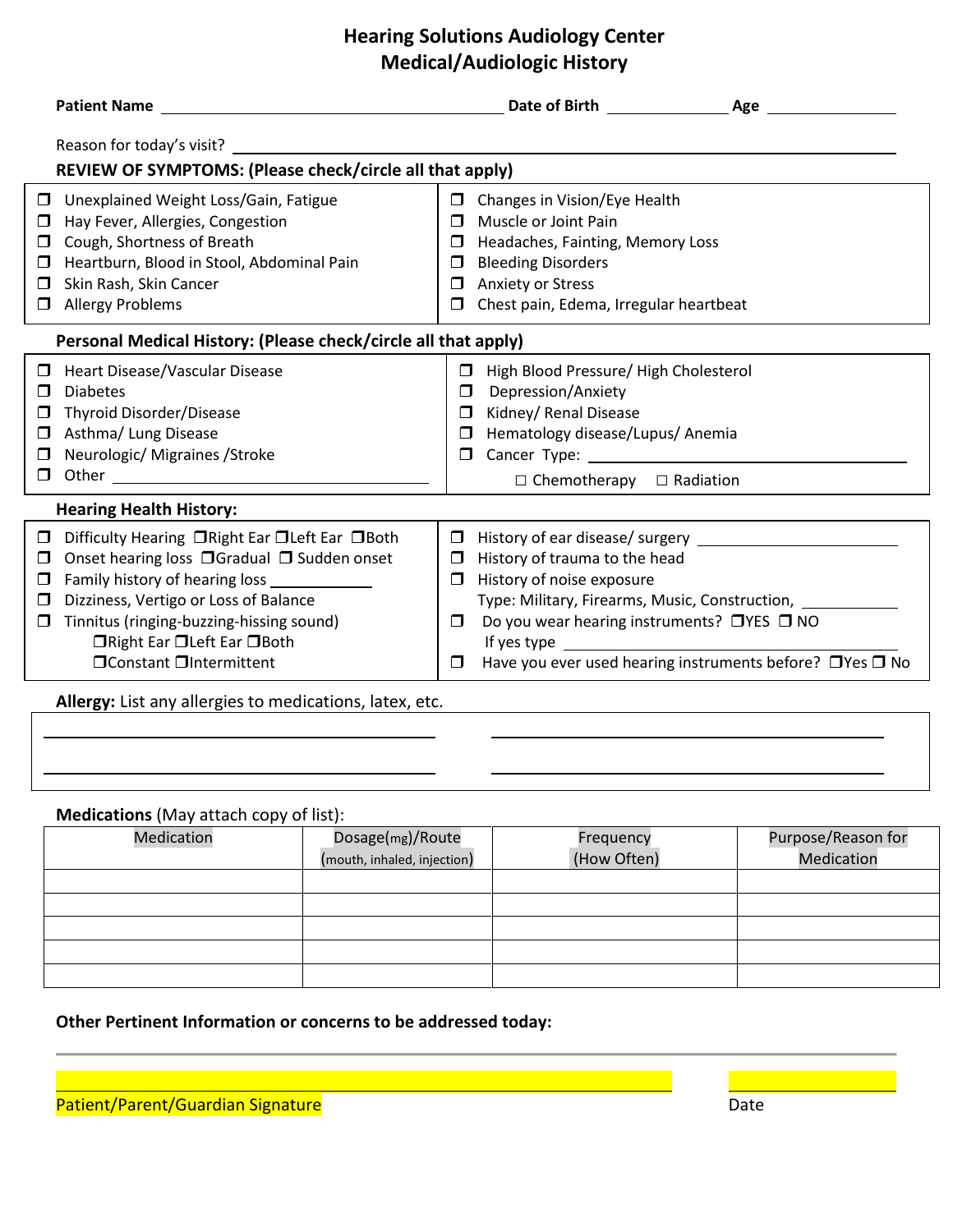# Hearing Solutions Audiology Center
## Medical/Audiologic History

**Patient Name** ______________________ **Date of Birth** ____________ **Age** ____________

Reason for today's visit? ____________________________________________

**REVIEW OF SYMPTOMS: (Please check/circle all that apply)**

- ❒ Unexplained Weight Loss/Gain, Fatigue
- ❒ Hay Fever, Allergies, Congestion
- ❒ Cough, Shortness of Breath
- ❒ Heartburn, Blood in Stool, Abdominal Pain
- ❒ Skin Rash, Skin Cancer
- ❒ Allergy Problems
- ❒ Changes in Vision/Eye Health
- ❒ Muscle or Joint Pain
- ❒ Headaches, Fainting, Memory Loss
- ❒ Bleeding Disorders
- ❒ Anxiety or Stress
- ❒ Chest pain, Edema, Irregular heartbeat

**Personal Medical History: (Please check/circle all that apply)**

- ❒ Heart Disease/Vascular Disease
- ❒ Diabetes
- ❒ Thyroid Disorder/Disease
- ❒ Asthma/ Lung Disease
- ❒ Neurologic/ Migraines /Stroke
- ❒ Other ____________________
- ❒ High Blood Pressure/ High Cholesterol
- ❒ Depression/Anxiety
- ❒ Kidney/ Renal Disease
- ❒ Hematology disease/Lupus/ Anemia
- ❒ Cancer Type: ____________________
  - ☐ Chemotherapy ☐ Radiation

**Hearing Health History:**

- ❒ Difficulty Hearing ❒Right Ear ❒Left Ear ❒Both
- ❒ Onset hearing loss ❒Gradual ❒ Sudden onset
- ❒ Family history of hearing loss ____________
- ❒ Dizziness, Vertigo or Loss of Balance
- ❒ Tinnitus (ringing-buzzing-hissing sound)
  - ❒Right Ear ❒Left Ear ❒Both
  - ❒Constant ❒Intermittent
- ❒ History of ear disease/ surgery ____________________
- ❒ History of trauma to the head
- ❒ History of noise exposure
  - Type: Military, Firearms, Music, Construction, ____________
- ❒ Do you wear hearing instruments? ❒YES ❒ NO
  - If yes type ____________________
- ❒ Have you ever used hearing instruments before? ❒Yes ❒ No

**Allergy:** List any allergies to medications, latex, etc.

____________________ ____________________

____________________ ____________________

**Medications** (May attach copy of list):

| Medication | Dosage(mg)/Route (mouth, inhaled, injection) | Frequency (How Often) | Purpose/Reason for Medication |
|---|---|---|---|
| | | | |
| | | | |
| | | | |
| | | | |
| | | | |

**Other Pertinent Information or concerns to be addressed today:**

____________________________________________

____________________________________________ ____________

Patient/Parent/Guardian Signature Date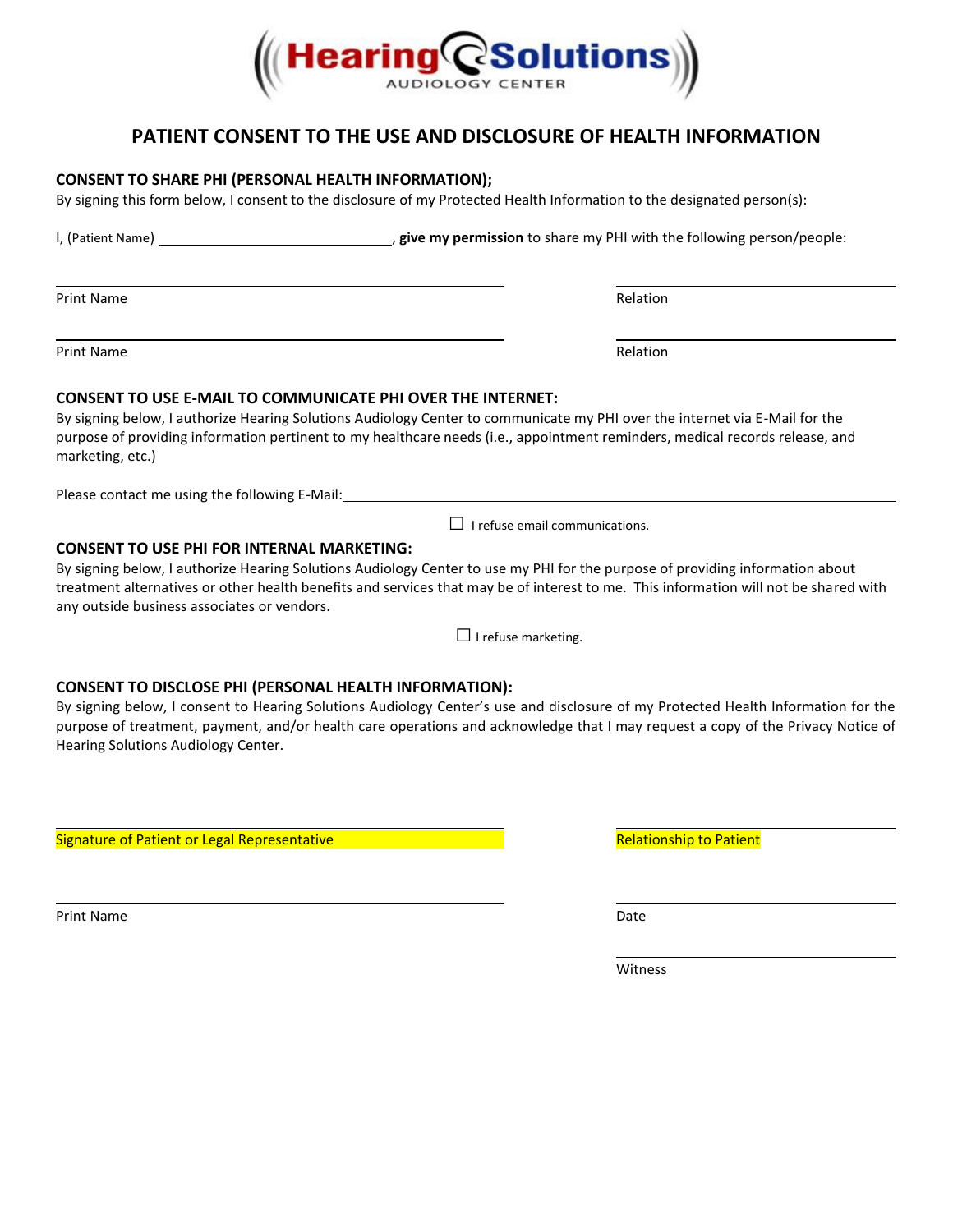Hearing Solutions
AUDIOLOGY CENTER

# PATIENT CONSENT TO THE USE AND DISCLOSURE OF HEALTH INFORMATION

**CONSENT TO SHARE PHI (PERSONAL HEALTH INFORMATION);**

By signing this form below, I consent to the disclosure of my Protected Health Information to the designated person(s):

I, (Patient Name) ______________________________, **give my permission** to share my PHI with the following person/people:

| | |
|---|---|
| ______________________________ | ______________________________ |
| Print Name | Relation |
| ______________________________ | ______________________________ |
| Print Name | Relation |

**CONSENT TO USE E-MAIL TO COMMUNICATE PHI OVER THE INTERNET:**

By signing below, I authorize Hearing Solutions Audiology Center to communicate my PHI over the internet via E-Mail for the purpose of providing information pertinent to my healthcare needs (i.e., appointment reminders, medical records release, and marketing, etc.)

Please contact me using the following E-Mail: ______________________________

☐ I refuse email communications.

**CONSENT TO USE PHI FOR INTERNAL MARKETING:**

By signing below, I authorize Hearing Solutions Audiology Center to use my PHI for the purpose of providing information about treatment alternatives or other health benefits and services that may be of interest to me. This information will not be shared with any outside business associates or vendors.

☐ I refuse marketing.

**CONSENT TO DISCLOSE PHI (PERSONAL HEALTH INFORMATION):**

By signing below, I consent to Hearing Solutions Audiology Center's use and disclosure of my Protected Health Information for the purpose of treatment, payment, and/or health care operations and acknowledge that I may request a copy of the Privacy Notice of Hearing Solutions Audiology Center.

| | |
|---|---|
| ______________________________ | ______________________________ |
| Signature of Patient or Legal Representative | Relationship to Patient |
| ______________________________ | ______________________________ |
| Print Name | Date |
| | ______________________________ |
| | Witness |